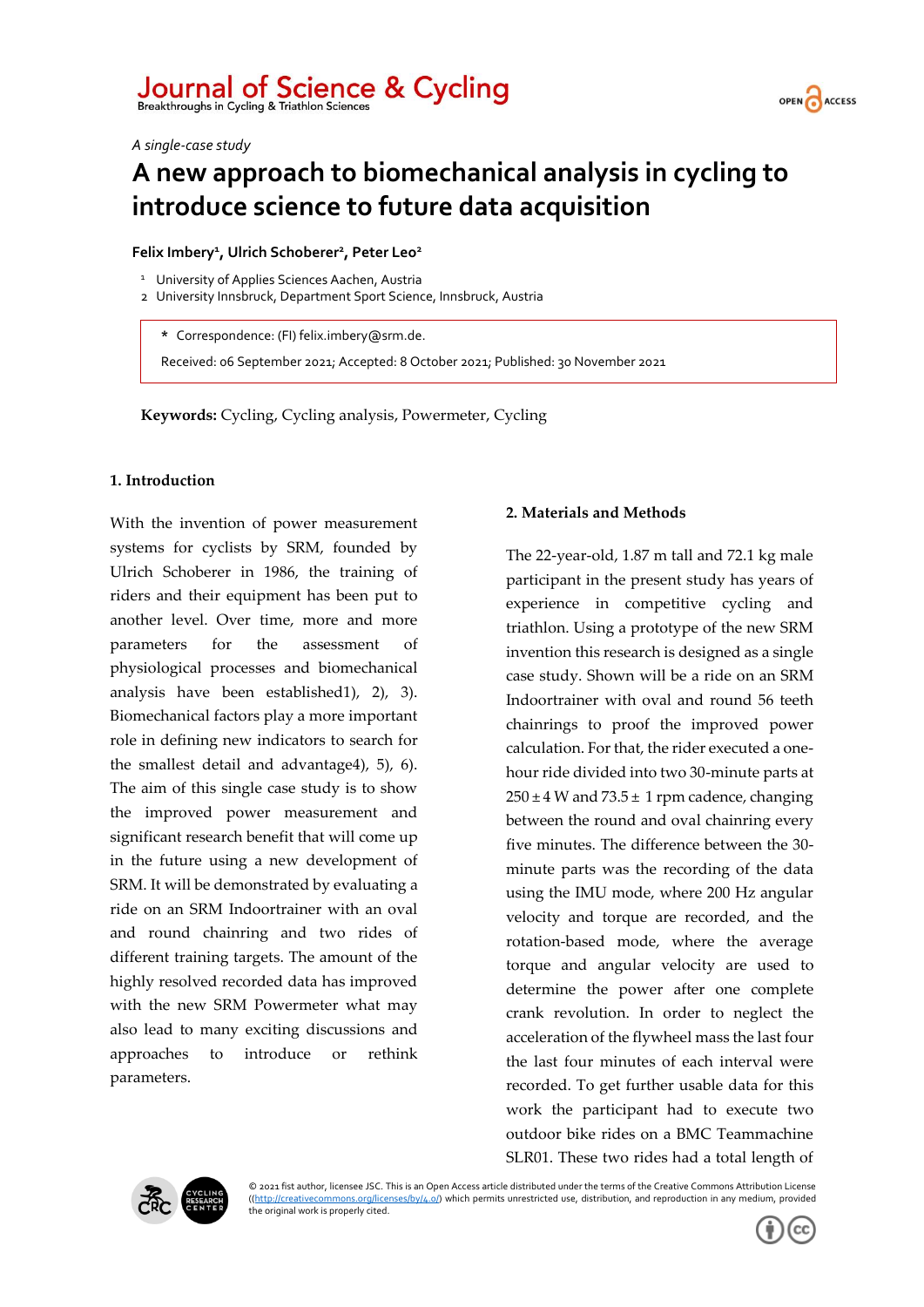*A single-case study*

# A new approach to biomechanical analysis in cycling to introduce science to future data acquisition

**Felix Imbery[1], Ulrich Schoberer[2], Peter Leo[2]**

[1] University of Applies Sciences Aachen, Austria
[2] University Innsbruck, Department Sport Science, Innsbruck, Austria

* Correspondence: (FI) felix.imbery@srm.de.

Received: 06 September 2021; Accepted: 8 October 2021; Published: 30 November 2021

**Keywords:** Cycling, Cycling analysis, Powermeter, Cycling

## 1. Introduction

With the invention of power measurement systems for cyclists by SRM, founded by Ulrich Schoberer in 1986, the training of riders and their equipment has been put to another level. Over time, more and more parameters for the assessment of physiological processes and biomechanical analysis have been established1), 2), 3). Biomechanical factors play a more important role in defining new indicators to search for the smallest detail and advantage4), 5), 6). The aim of this single case study is to show the improved power measurement and significant research benefit that will come up in the future using a new development of SRM. It will be demonstrated by evaluating a ride on an SRM Indoortrainer with an oval and round chainring and two rides of different training targets. The amount of the highly resolved recorded data has improved with the new SRM Powermeter what may also lead to many exciting discussions and approaches to introduce or rethink parameters.

## 2. Materials and Methods

The 22-year-old, 1.87 m tall and 72.1 kg male participant in the present study has years of experience in competitive cycling and triathlon. Using a prototype of the new SRM invention this research is designed as a single case study. Shown will be a ride on an SRM Indoortrainer with oval and round 56 teeth chainrings to proof the improved power calculation. For that, the rider executed a one-hour ride divided into two 30-minute parts at 250 ± 4 W and 73.5 ± 1 rpm cadence, changing between the round and oval chainring every five minutes. The difference between the 30-minute parts was the recording of the data using the IMU mode, where 200 Hz angular velocity and torque are recorded, and the rotation-based mode, where the average torque and angular velocity are used to determine the power after one complete crank revolution. In order to neglect the acceleration of the flywheel mass the last four the last four minutes of each interval were recorded. To get further usable data for this work the participant had to execute two outdoor bike rides on a BMC Teammachine SLR01. These two rides had a total length of

© 2021 fist author, licensee JSC. This is an Open Access article distributed under the terms of the Creative Commons Attribution License ((http://creativecommons.org/licenses/by/4.0/) which permits unrestricted use, distribution, and reproduction in any medium, provided the original work is properly cited.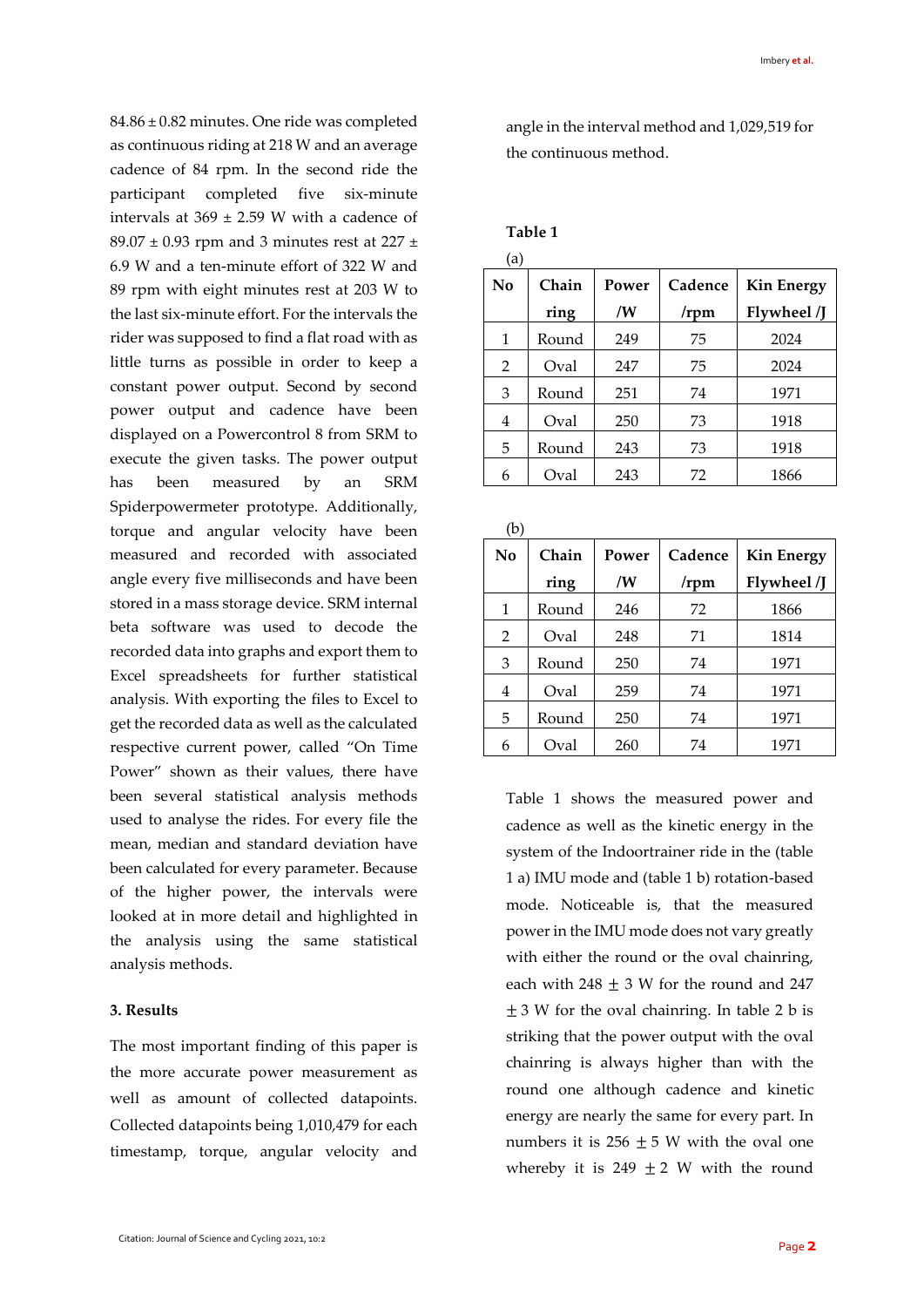84.86 ± 0.82 minutes. One ride was completed as continuous riding at 218 W and an average cadence of 84 rpm. In the second ride the participant completed five six-minute intervals at 369 ± 2.59 W with a cadence of 89.07 ± 0.93 rpm and 3 minutes rest at 227 ± 6.9 W and a ten-minute effort of 322 W and 89 rpm with eight minutes rest at 203 W to the last six-minute effort. For the intervals the rider was supposed to find a flat road with as little turns as possible in order to keep a constant power output. Second by second power output and cadence have been displayed on a Powercontrol 8 from SRM to execute the given tasks. The power output has been measured by an SRM Spiderpowermeter prototype. Additionally, torque and angular velocity have been measured and recorded with associated angle every five milliseconds and have been stored in a mass storage device. SRM internal beta software was used to decode the recorded data into graphs and export them to Excel spreadsheets for further statistical analysis. With exporting the files to Excel to get the recorded data as well as the calculated respective current power, called "On Time Power" shown as their values, there have been several statistical analysis methods used to analyse the rides. For every file the mean, median and standard deviation have been calculated for every parameter. Because of the higher power, the intervals were looked at in more detail and highlighted in the analysis using the same statistical analysis methods.

## 3. Results

The most important finding of this paper is the more accurate power measurement as well as amount of collected datapoints. Collected datapoints being 1,010,479 for each timestamp, torque, angular velocity and angle in the interval method and 1,029,519 for the continuous method.

**Table 1**

(a)

| No | Chain ring | Power /W | Cadence /rpm | Kin Energy Flywheel /J |
|---|---|---|---|---|
| 1 | Round | 249 | 75 | 2024 |
| 2 | Oval | 247 | 75 | 2024 |
| 3 | Round | 251 | 74 | 1971 |
| 4 | Oval | 250 | 73 | 1918 |
| 5 | Round | 243 | 73 | 1918 |
| 6 | Oval | 243 | 72 | 1866 |

(b)

| No | Chain ring | Power /W | Cadence /rpm | Kin Energy Flywheel /J |
|---|---|---|---|---|
| 1 | Round | 246 | 72 | 1866 |
| 2 | Oval | 248 | 71 | 1814 |
| 3 | Round | 250 | 74 | 1971 |
| 4 | Oval | 259 | 74 | 1971 |
| 5 | Round | 250 | 74 | 1971 |
| 6 | Oval | 260 | 74 | 1971 |

Table 1 shows the measured power and cadence as well as the kinetic energy in the system of the Indoortrainer ride in the (table 1 a) IMU mode and (table 1 b) rotation-based mode. Noticeable is, that the measured power in the IMU mode does not vary greatly with either the round or the oval chainring, each with 248 ± 3 W for the round and 247 ± 3 W for the oval chainring. In table 2 b is striking that the power output with the oval chainring is always higher than with the round one although cadence and kinetic energy are nearly the same for every part. In numbers it is 256 ± 5 W with the oval one whereby it is 249 ± 2 W with the round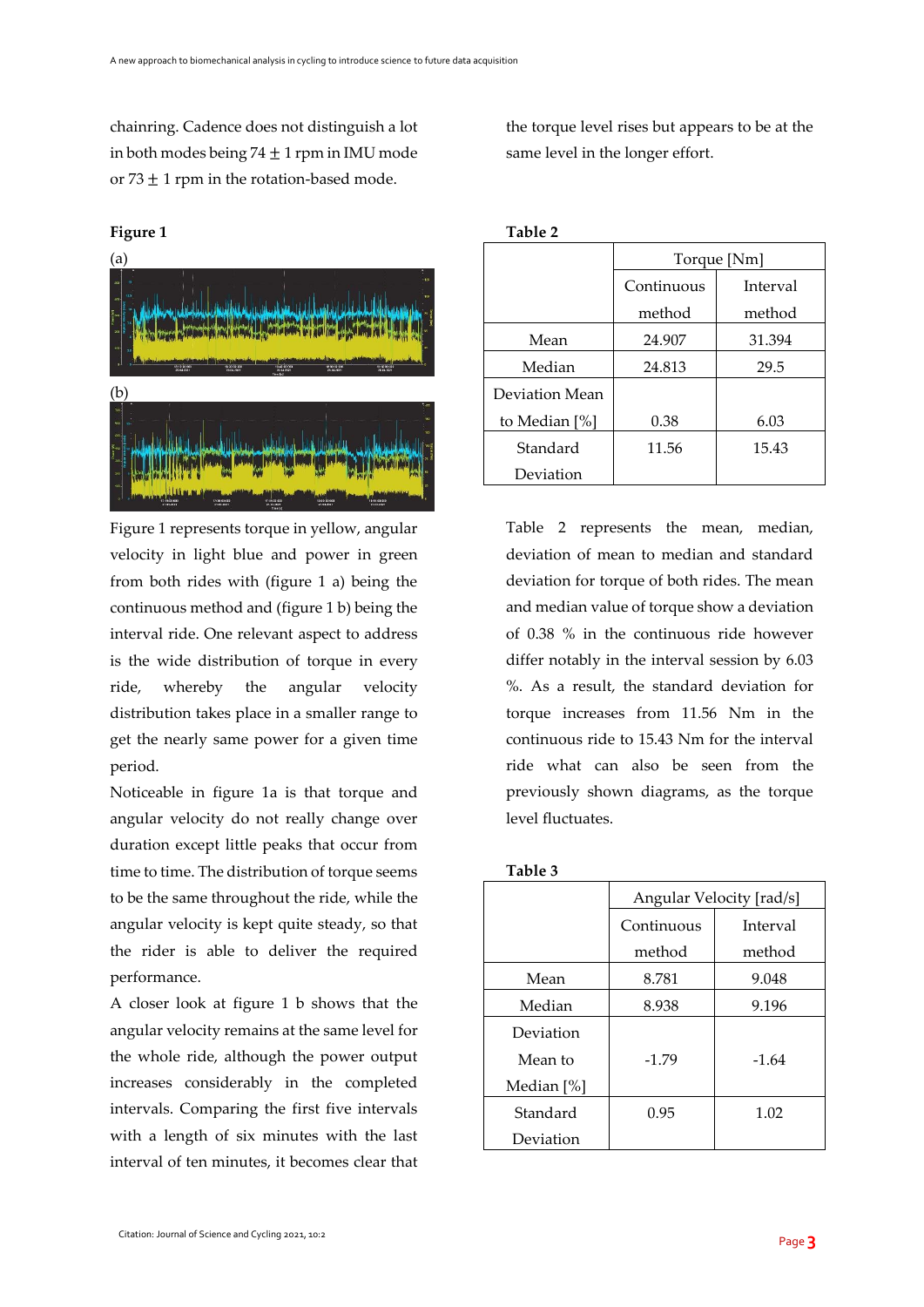chainring. Cadence does not distinguish a lot in both modes being 74 ± 1 rpm in IMU mode or 73 ± 1 rpm in the rotation-based mode.

**Figure 1**

(a)

(b)

Figure 1 represents torque in yellow, angular velocity in light blue and power in green from both rides with (figure 1 a) being the continuous method and (figure 1 b) being the interval ride. One relevant aspect to address is the wide distribution of torque in every ride, whereby the angular velocity distribution takes place in a smaller range to get the nearly same power for a given time period.

Noticeable in figure 1a is that torque and angular velocity do not really change over duration except little peaks that occur from time to time. The distribution of torque seems to be the same throughout the ride, while the angular velocity is kept quite steady, so that the rider is able to deliver the required performance.

A closer look at figure 1 b shows that the angular velocity remains at the same level for the whole ride, although the power output increases considerably in the completed intervals. Comparing the first five intervals with a length of six minutes with the last interval of ten minutes, it becomes clear that the torque level rises but appears to be at the same level in the longer effort.

**Table 2**

| | Torque [Nm] | |
|---|---|---|
| | Continuous method | Interval method |
| Mean | 24.907 | 31.394 |
| Median | 24.813 | 29.5 |
| Deviation Mean to Median [%] | 0.38 | 6.03 |
| Standard Deviation | 11.56 | 15.43 |

Table 2 represents the mean, median, deviation of mean to median and standard deviation for torque of both rides. The mean and median value of torque show a deviation of 0.38 % in the continuous ride however differ notably in the interval session by 6.03 %. As a result, the standard deviation for torque increases from 11.56 Nm in the continuous ride to 15.43 Nm for the interval ride what can also be seen from the previously shown diagrams, as the torque level fluctuates.

**Table 3**

| | Angular Velocity [rad/s] | |
|---|---|---|
| | Continuous method | Interval method |
| Mean | 8.781 | 9.048 |
| Median | 8.938 | 9.196 |
| Deviation Mean to Median [%] | -1.79 | -1.64 |
| Standard Deviation | 0.95 | 1.02 |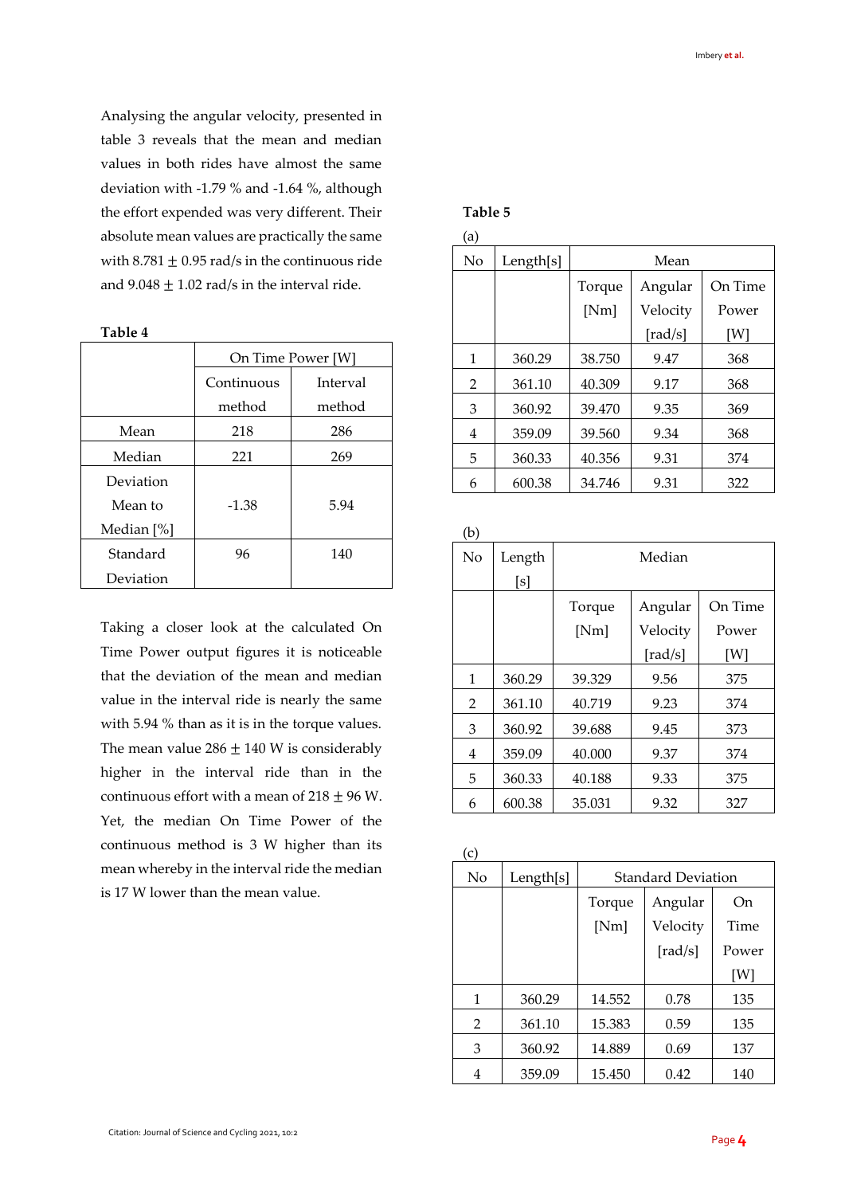Analysing the angular velocity, presented in table 3 reveals that the mean and median values in both rides have almost the same deviation with -1.79 % and -1.64 %, although the effort expended was very different. Their absolute mean values are practically the same with 8.781 $\pm$ 0.95 rad/s in the continuous ride and 9.048 $\pm$ 1.02 rad/s in the interval ride.

**Table 4**

| | On Time Power [W] | |
|---|---|---|
| | Continuous method | Interval method |
| Mean | 218 | 286 |
| Median | 221 | 269 |
| Deviation Mean to Median [%] | -1.38 | 5.94 |
| Standard Deviation | 96 | 140 |

Taking a closer look at the calculated On Time Power output figures it is noticeable that the deviation of the mean and median value in the interval ride is nearly the same with 5.94 % than as it is in the torque values. The mean value 286 $\pm$ 140 W is considerably higher in the interval ride than in the continuous effort with a mean of 218 $\pm$ 96 W. Yet, the median On Time Power of the continuous method is 3 W higher than its mean whereby in the interval ride the median is 17 W lower than the mean value.

**Table 5**

(a)

| No | Length[s] | Mean | | |
|---|---|---|---|---|
| | | Torque [Nm] | Angular Velocity [rad/s] | On Time Power [W] |
| 1 | 360.29 | 38.750 | 9.47 | 368 |
| 2 | 361.10 | 40.309 | 9.17 | 368 |
| 3 | 360.92 | 39.470 | 9.35 | 369 |
| 4 | 359.09 | 39.560 | 9.34 | 368 |
| 5 | 360.33 | 40.356 | 9.31 | 374 |
| 6 | 600.38 | 34.746 | 9.31 | 322 |

(b)

| No | Length [s] | Median | | |
|---|---|---|---|---|
| | | Torque [Nm] | Angular Velocity [rad/s] | On Time Power [W] |
| 1 | 360.29 | 39.329 | 9.56 | 375 |
| 2 | 361.10 | 40.719 | 9.23 | 374 |
| 3 | 360.92 | 39.688 | 9.45 | 373 |
| 4 | 359.09 | 40.000 | 9.37 | 374 |
| 5 | 360.33 | 40.188 | 9.33 | 375 |
| 6 | 600.38 | 35.031 | 9.32 | 327 |

(c)

| No | Length[s] | Standard Deviation | | |
|---|---|---|---|---|
| | | Torque [Nm] | Angular Velocity [rad/s] | On Time Power [W] |
| 1 | 360.29 | 14.552 | 0.78 | 135 |
| 2 | 361.10 | 15.383 | 0.59 | 135 |
| 3 | 360.92 | 14.889 | 0.69 | 137 |
| 4 | 359.09 | 15.450 | 0.42 | 140 |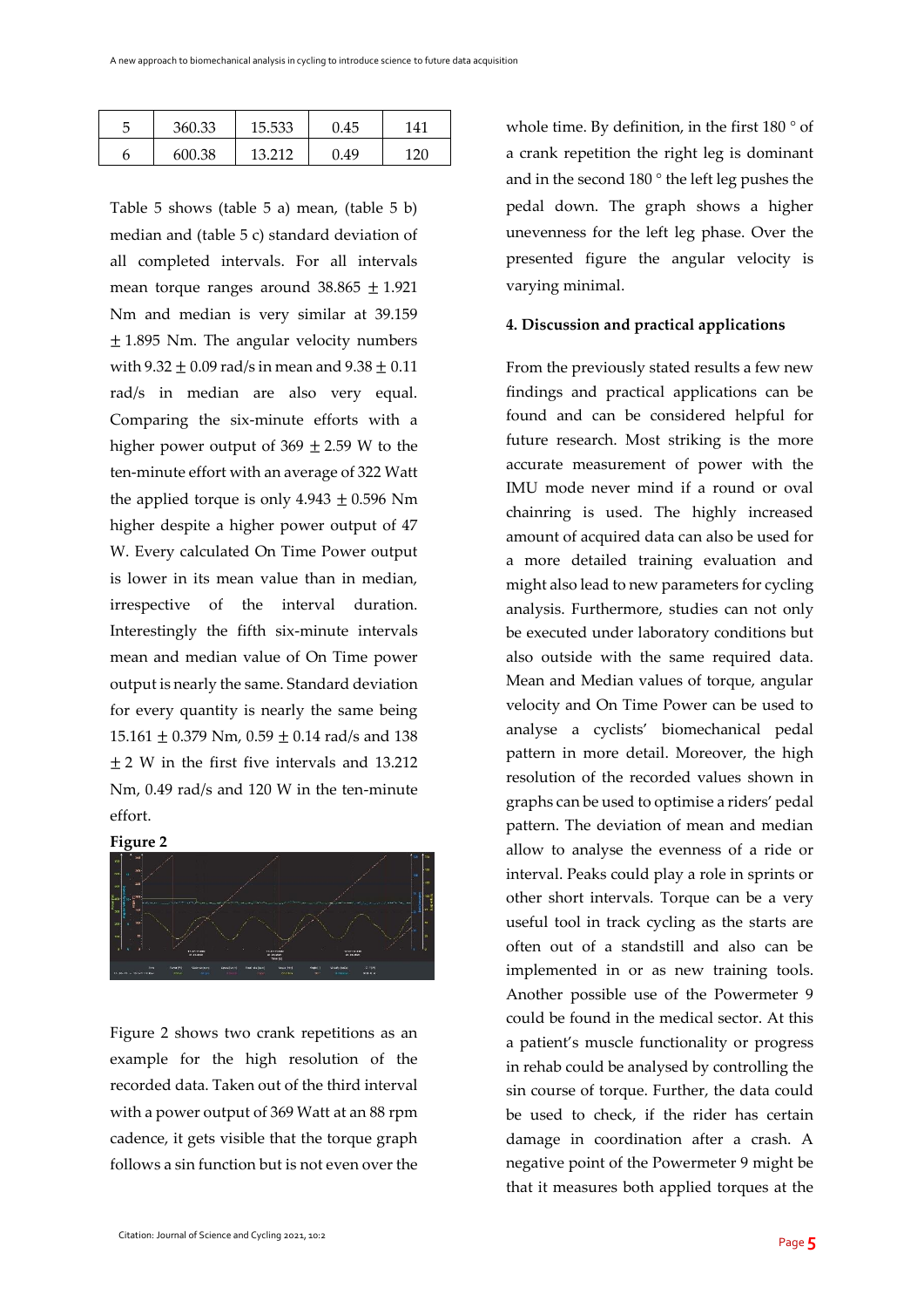| 5 | 360.33 | 15.533 | 0.45 | 141 |
|---|---|---|---|---|
| 6 | 600.38 | 13.212 | 0.49 | 120 |

Table 5 shows (table 5 a) mean, (table 5 b) median and (table 5 c) standard deviation of all completed intervals. For all intervals mean torque ranges around 38.865 $\pm$ 1.921 Nm and median is very similar at 39.159 $\pm$ 1.895 Nm. The angular velocity numbers with 9.32 $\pm$ 0.09 rad/s in mean and 9.38 $\pm$ 0.11 rad/s in median are also very equal. Comparing the six-minute efforts with a higher power output of 369 $\pm$ 2.59 W to the ten-minute effort with an average of 322 Watt the applied torque is only 4.943 $\pm$ 0.596 Nm higher despite a higher power output of 47 W. Every calculated On Time Power output is lower in its mean value than in median, irrespective of the interval duration. Interestingly the fifth six-minute intervals mean and median value of On Time power output is nearly the same. Standard deviation for every quantity is nearly the same being 15.161 $\pm$ 0.379 Nm, 0.59 $\pm$ 0.14 rad/s and 138 $\pm$ 2 W in the first five intervals and 13.212 Nm, 0.49 rad/s and 120 W in the ten-minute effort.

**Figure 2**

Figure 2 shows two crank repetitions as an example for the high resolution of the recorded data. Taken out of the third interval with a power output of 369 Watt at an 88 rpm cadence, it gets visible that the torque graph follows a sin function but is not even over the whole time. By definition, in the first 180 ° of a crank repetition the right leg is dominant and in the second 180 ° the left leg pushes the pedal down. The graph shows a higher unevenness for the left leg phase. Over the presented figure the angular velocity is varying minimal.

## 4. Discussion and practical applications

From the previously stated results a few new findings and practical applications can be found and can be considered helpful for future research. Most striking is the more accurate measurement of power with the IMU mode never mind if a round or oval chainring is used. The highly increased amount of acquired data can also be used for a more detailed training evaluation and might also lead to new parameters for cycling analysis. Furthermore, studies can not only be executed under laboratory conditions but also outside with the same required data. Mean and Median values of torque, angular velocity and On Time Power can be used to analyse a cyclists' biomechanical pedal pattern in more detail. Moreover, the high resolution of the recorded values shown in graphs can be used to optimise a riders' pedal pattern. The deviation of mean and median allow to analyse the evenness of a ride or interval. Peaks could play a role in sprints or other short intervals. Torque can be a very useful tool in track cycling as the starts are often out of a standstill and also can be implemented in or as new training tools. Another possible use of the Powermeter 9 could be found in the medical sector. At this a patient's muscle functionality or progress in rehab could be analysed by controlling the sin course of torque. Further, the data could be used to check, if the rider has certain damage in coordination after a crash. A negative point of the Powermeter 9 might be that it measures both applied torques at the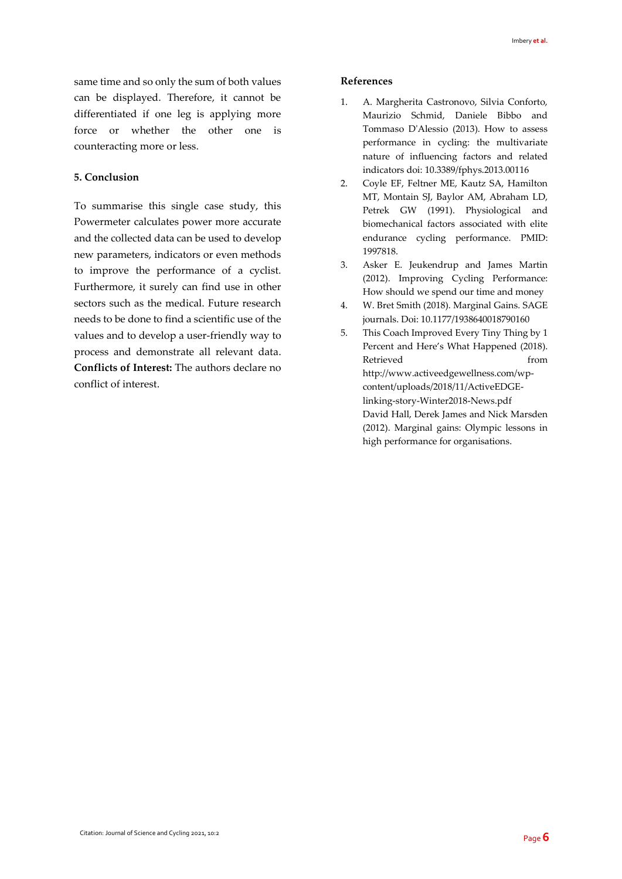same time and so only the sum of both values can be displayed. Therefore, it cannot be differentiated if one leg is applying more force or whether the other one is counteracting more or less.

## 5. Conclusion

To summarise this single case study, this Powermeter calculates power more accurate and the collected data can be used to develop new parameters, indicators or even methods to improve the performance of a cyclist. Furthermore, it surely can find use in other sectors such as the medical. Future research needs to be done to find a scientific use of the values and to develop a user-friendly way to process and demonstrate all relevant data. **Conflicts of Interest:** The authors declare no conflict of interest.

## References

1. A. Margherita Castronovo, Silvia Conforto, Maurizio Schmid, Daniele Bibbo and Tommaso D'Alessio (2013). How to assess performance in cycling: the multivariate nature of influencing factors and related indicators doi: 10.3389/fphys.2013.00116
2. Coyle EF, Feltner ME, Kautz SA, Hamilton MT, Montain SJ, Baylor AM, Abraham LD, Petrek GW (1991). Physiological and biomechanical factors associated with elite endurance cycling performance. PMID: 1997818.
3. Asker E. Jeukendrup and James Martin (2012). Improving Cycling Performance: How should we spend our time and money
4. W. Bret Smith (2018). Marginal Gains. SAGE journals. Doi: 10.1177/1938640018790160
5. This Coach Improved Every Tiny Thing by 1 Percent and Here's What Happened (2018). Retrieved from http://www.activeedgewellness.com/wp-content/uploads/2018/11/ActiveEDGE-linking-story-Winter2018-News.pdf
   David Hall, Derek James and Nick Marsden (2012). Marginal gains: Olympic lessons in high performance for organisations.